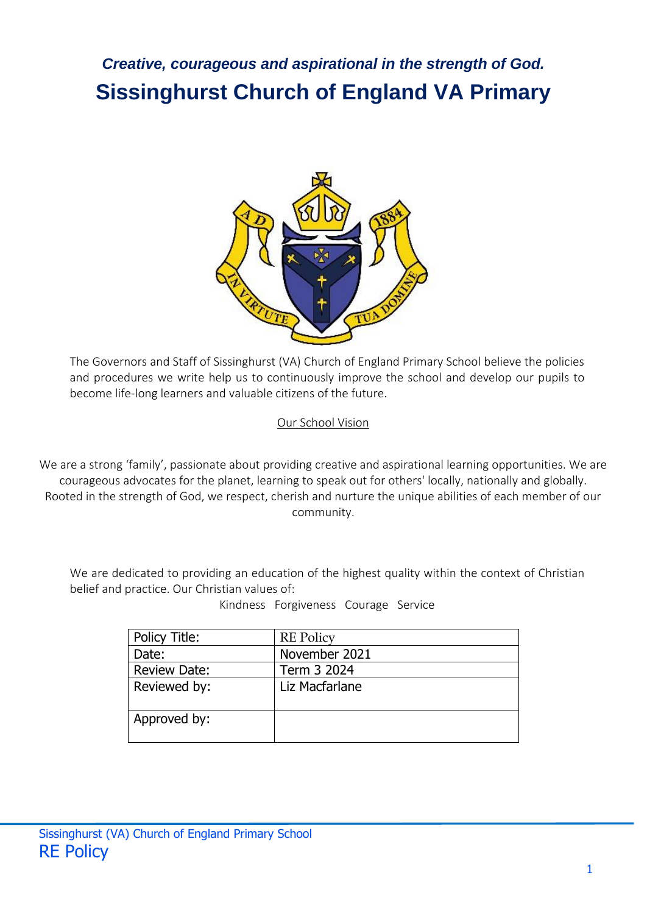*Creative, courageous and aspirational in the strength of God.*

# Sissinghurst Church of England VA Primary

The Governors and Staff of Sissinghurst (VA) Church of England Primary School believe the policies and procedures we write help us to continuously improve the school and develop our pupils to become life-long learners and valuable citizens of the future.

Our School Vision

We are a strong 'family', passionate about providing creative and aspirational learning opportunities. We are courageous advocates for the planet, learning to speak out for others' locally, nationally and globally. Rooted in the strength of God, we respect, cherish and nurture the unique abilities of each member of our community.

We are dedicated to providing an education of the highest quality within the context of Christian belief and practice. Our Christian values of:

Kindness Forgiveness Courage Service

| Policy Title: | RE Policy |
|---|---|
| Date: | November 2021 |
| Review Date: | Term 3 2024 |
| Reviewed by: | Liz Macfarlane |
| Approved by: | |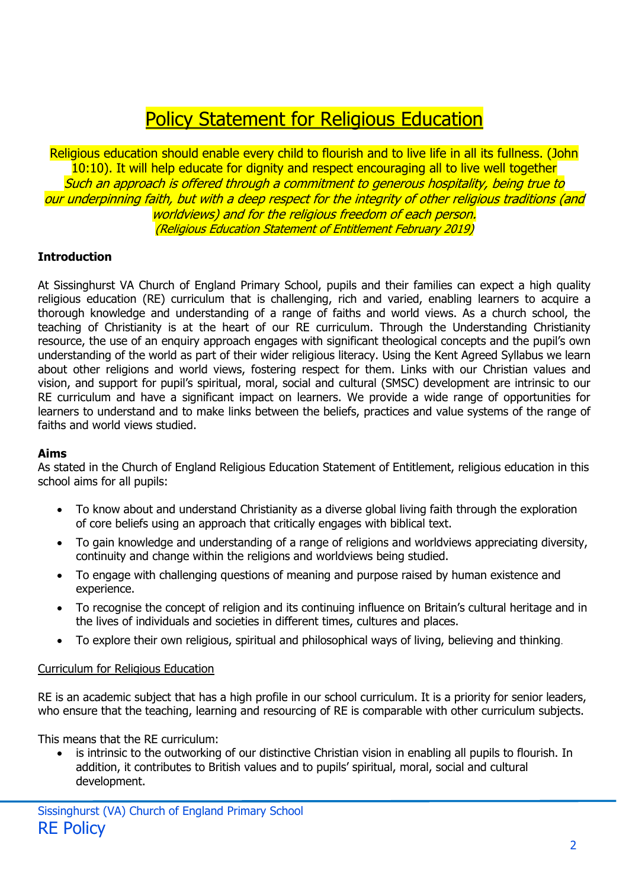# Policy Statement for Religious Education

Religious education should enable every child to flourish and to live life in all its fullness. (John 10:10). It will help educate for dignity and respect encouraging all to live well together

*Such an approach is offered through a commitment to generous hospitality, being true to our underpinning faith, but with a deep respect for the integrity of other religious traditions (and worldviews) and for the religious freedom of each person.*

*(Religious Education Statement of Entitlement February 2019)*

**Introduction**

At Sissinghurst VA Church of England Primary School, pupils and their families can expect a high quality religious education (RE) curriculum that is challenging, rich and varied, enabling learners to acquire a thorough knowledge and understanding of a range of faiths and world views. As a church school, the teaching of Christianity is at the heart of our RE curriculum. Through the Understanding Christianity resource, the use of an enquiry approach engages with significant theological concepts and the pupil's own understanding of the world as part of their wider religious literacy. Using the Kent Agreed Syllabus we learn about other religions and world views, fostering respect for them. Links with our Christian values and vision, and support for pupil's spiritual, moral, social and cultural (SMSC) development are intrinsic to our RE curriculum and have a significant impact on learners. We provide a wide range of opportunities for learners to understand and to make links between the beliefs, practices and value systems of the range of faiths and world views studied.

**Aims**

As stated in the Church of England Religious Education Statement of Entitlement, religious education in this school aims for all pupils:

- To know about and understand Christianity as a diverse global living faith through the exploration of core beliefs using an approach that critically engages with biblical text.
- To gain knowledge and understanding of a range of religions and worldviews appreciating diversity, continuity and change within the religions and worldviews being studied.
- To engage with challenging questions of meaning and purpose raised by human existence and experience.
- To recognise the concept of religion and its continuing influence on Britain's cultural heritage and in the lives of individuals and societies in different times, cultures and places.
- To explore their own religious, spiritual and philosophical ways of living, believing and thinking.

Curriculum for Religious Education

RE is an academic subject that has a high profile in our school curriculum. It is a priority for senior leaders, who ensure that the teaching, learning and resourcing of RE is comparable with other curriculum subjects.

This means that the RE curriculum:

- is intrinsic to the outworking of our distinctive Christian vision in enabling all pupils to flourish. In addition, it contributes to British values and to pupils' spiritual, moral, social and cultural development.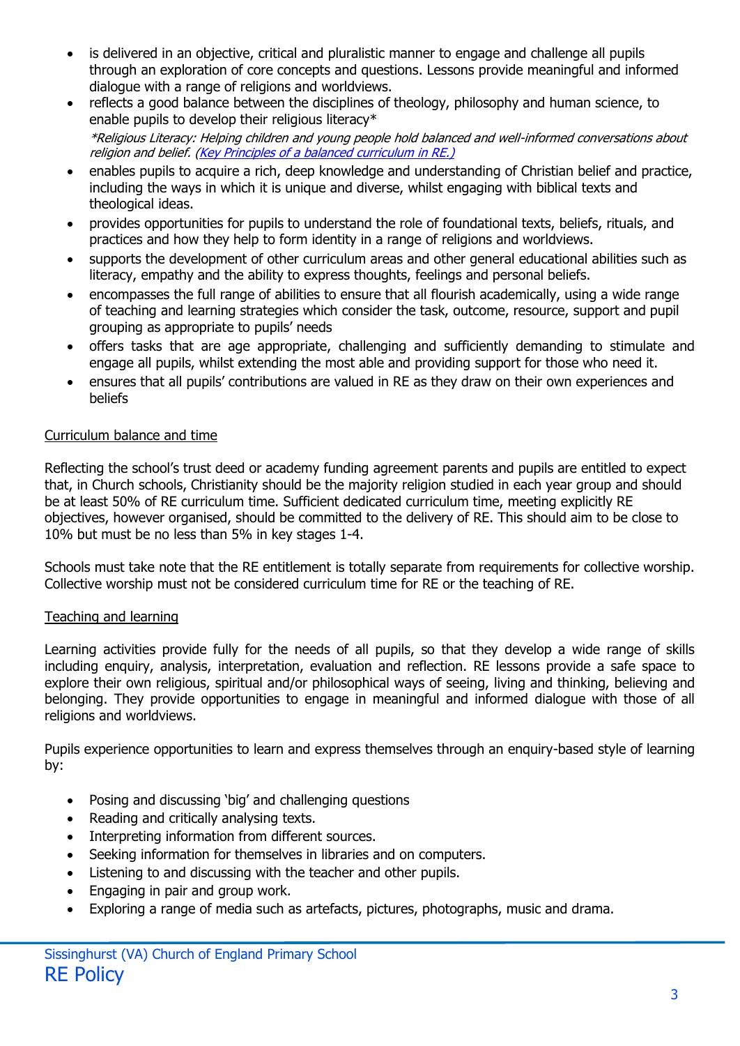- is delivered in an objective, critical and pluralistic manner to engage and challenge all pupils through an exploration of core concepts and questions. Lessons provide meaningful and informed dialogue with a range of religions and worldviews.
- reflects a good balance between the disciplines of theology, philosophy and human science, to enable pupils to develop their religious literacy*

  *\*Religious Literacy: Helping children and young people hold balanced and well-informed conversations about religion and belief. ([Key Principles of a balanced curriculum in RE.](#))*
- enables pupils to acquire a rich, deep knowledge and understanding of Christian belief and practice, including the ways in which it is unique and diverse, whilst engaging with biblical texts and theological ideas.
- provides opportunities for pupils to understand the role of foundational texts, beliefs, rituals, and practices and how they help to form identity in a range of religions and worldviews.
- supports the development of other curriculum areas and other general educational abilities such as literacy, empathy and the ability to express thoughts, feelings and personal beliefs.
- encompasses the full range of abilities to ensure that all flourish academically, using a wide range of teaching and learning strategies which consider the task, outcome, resource, support and pupil grouping as appropriate to pupils' needs
- offers tasks that are age appropriate, challenging and sufficiently demanding to stimulate and engage all pupils, whilst extending the most able and providing support for those who need it.
- ensures that all pupils' contributions are valued in RE as they draw on their own experiences and beliefs

<u>Curriculum balance and time</u>

Reflecting the school's trust deed or academy funding agreement parents and pupils are entitled to expect that, in Church schools, Christianity should be the majority religion studied in each year group and should be at least 50% of RE curriculum time. Sufficient dedicated curriculum time, meeting explicitly RE objectives, however organised, should be committed to the delivery of RE. This should aim to be close to 10% but must be no less than 5% in key stages 1-4.

Schools must take note that the RE entitlement is totally separate from requirements for collective worship. Collective worship must not be considered curriculum time for RE or the teaching of RE.

<u>Teaching and learning</u>

Learning activities provide fully for the needs of all pupils, so that they develop a wide range of skills including enquiry, analysis, interpretation, evaluation and reflection. RE lessons provide a safe space to explore their own religious, spiritual and/or philosophical ways of seeing, living and thinking, believing and belonging. They provide opportunities to engage in meaningful and informed dialogue with those of all religions and worldviews.

Pupils experience opportunities to learn and express themselves through an enquiry-based style of learning by:

- Posing and discussing 'big' and challenging questions
- Reading and critically analysing texts.
- Interpreting information from different sources.
- Seeking information for themselves in libraries and on computers.
- Listening to and discussing with the teacher and other pupils.
- Engaging in pair and group work.
- Exploring a range of media such as artefacts, pictures, photographs, music and drama.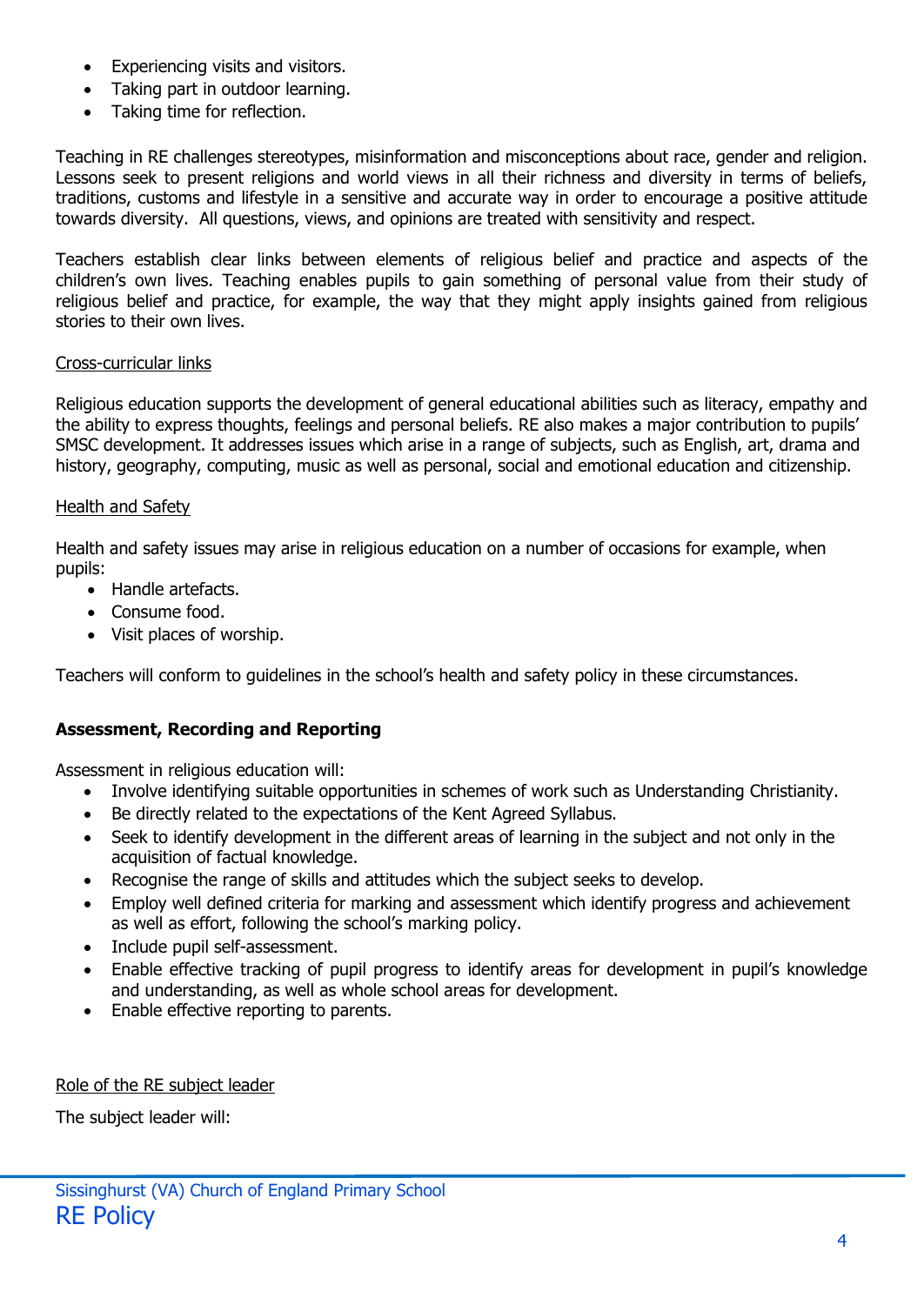- Experiencing visits and visitors.
- Taking part in outdoor learning.
- Taking time for reflection.

Teaching in RE challenges stereotypes, misinformation and misconceptions about race, gender and religion. Lessons seek to present religions and world views in all their richness and diversity in terms of beliefs, traditions, customs and lifestyle in a sensitive and accurate way in order to encourage a positive attitude towards diversity. All questions, views, and opinions are treated with sensitivity and respect.

Teachers establish clear links between elements of religious belief and practice and aspects of the children's own lives. Teaching enables pupils to gain something of personal value from their study of religious belief and practice, for example, the way that they might apply insights gained from religious stories to their own lives.

### Cross-curricular links

Religious education supports the development of general educational abilities such as literacy, empathy and the ability to express thoughts, feelings and personal beliefs. RE also makes a major contribution to pupils' SMSC development. It addresses issues which arise in a range of subjects, such as English, art, drama and history, geography, computing, music as well as personal, social and emotional education and citizenship.

### Health and Safety

Health and safety issues may arise in religious education on a number of occasions for example, when pupils:

- Handle artefacts.
- Consume food.
- Visit places of worship.

Teachers will conform to guidelines in the school's health and safety policy in these circumstances.

## Assessment, Recording and Reporting

Assessment in religious education will:

- Involve identifying suitable opportunities in schemes of work such as Understanding Christianity.
- Be directly related to the expectations of the Kent Agreed Syllabus.
- Seek to identify development in the different areas of learning in the subject and not only in the acquisition of factual knowledge.
- Recognise the range of skills and attitudes which the subject seeks to develop.
- Employ well defined criteria for marking and assessment which identify progress and achievement as well as effort, following the school's marking policy.
- Include pupil self-assessment.
- Enable effective tracking of pupil progress to identify areas for development in pupil's knowledge and understanding, as well as whole school areas for development.
- Enable effective reporting to parents.

### Role of the RE subject leader

The subject leader will: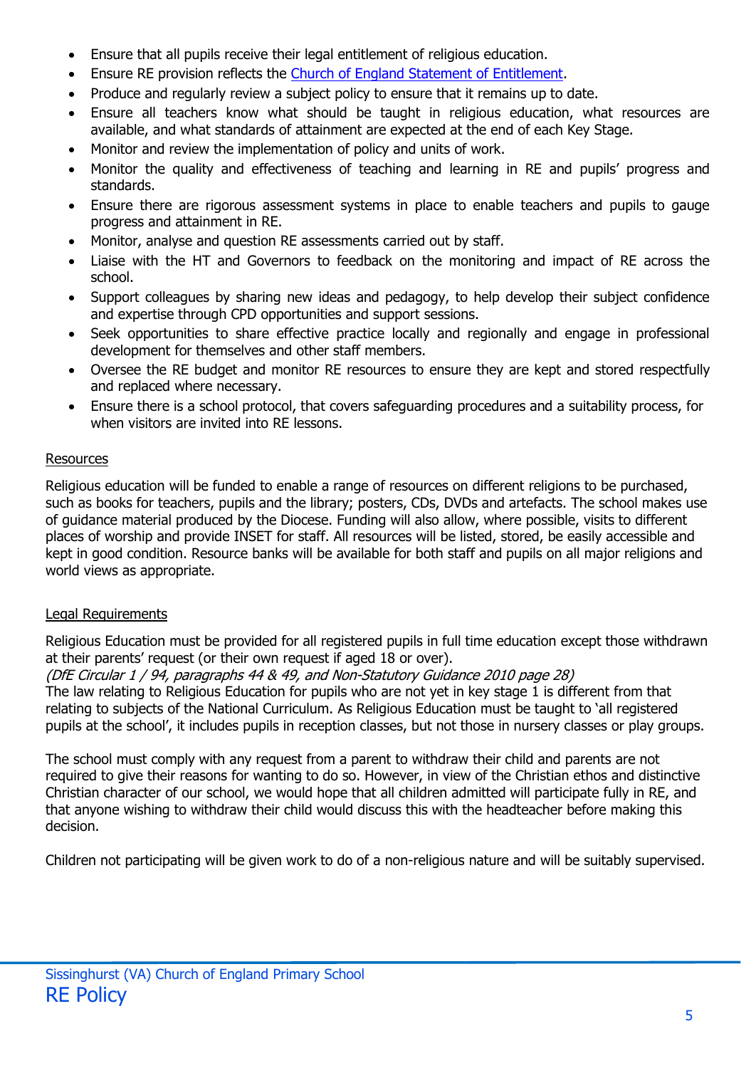- Ensure that all pupils receive their legal entitlement of religious education.
- Ensure RE provision reflects the [Church of England Statement of Entitlement](#).
- Produce and regularly review a subject policy to ensure that it remains up to date.
- Ensure all teachers know what should be taught in religious education, what resources are available, and what standards of attainment are expected at the end of each Key Stage.
- Monitor and review the implementation of policy and units of work.
- Monitor the quality and effectiveness of teaching and learning in RE and pupils' progress and standards.
- Ensure there are rigorous assessment systems in place to enable teachers and pupils to gauge progress and attainment in RE.
- Monitor, analyse and question RE assessments carried out by staff.
- Liaise with the HT and Governors to feedback on the monitoring and impact of RE across the school.
- Support colleagues by sharing new ideas and pedagogy, to help develop their subject confidence and expertise through CPD opportunities and support sessions.
- Seek opportunities to share effective practice locally and regionally and engage in professional development for themselves and other staff members.
- Oversee the RE budget and monitor RE resources to ensure they are kept and stored respectfully and replaced where necessary.
- Ensure there is a school protocol, that covers safeguarding procedures and a suitability process, for when visitors are invited into RE lessons.

## Resources

Religious education will be funded to enable a range of resources on different religions to be purchased, such as books for teachers, pupils and the library; posters, CDs, DVDs and artefacts. The school makes use of guidance material produced by the Diocese. Funding will also allow, where possible, visits to different places of worship and provide INSET for staff. All resources will be listed, stored, be easily accessible and kept in good condition. Resource banks will be available for both staff and pupils on all major religions and world views as appropriate.

## Legal Requirements

Religious Education must be provided for all registered pupils in full time education except those withdrawn at their parents' request (or their own request if aged 18 or over).
*(DfE Circular 1 / 94, paragraphs 44 & 49, and Non-Statutory Guidance 2010 page 28)*
The law relating to Religious Education for pupils who are not yet in key stage 1 is different from that relating to subjects of the National Curriculum. As Religious Education must be taught to 'all registered pupils at the school', it includes pupils in reception classes, but not those in nursery classes or play groups.

The school must comply with any request from a parent to withdraw their child and parents are not required to give their reasons for wanting to do so. However, in view of the Christian ethos and distinctive Christian character of our school, we would hope that all children admitted will participate fully in RE, and that anyone wishing to withdraw their child would discuss this with the headteacher before making this decision.

Children not participating will be given work to do of a non-religious nature and will be suitably supervised.